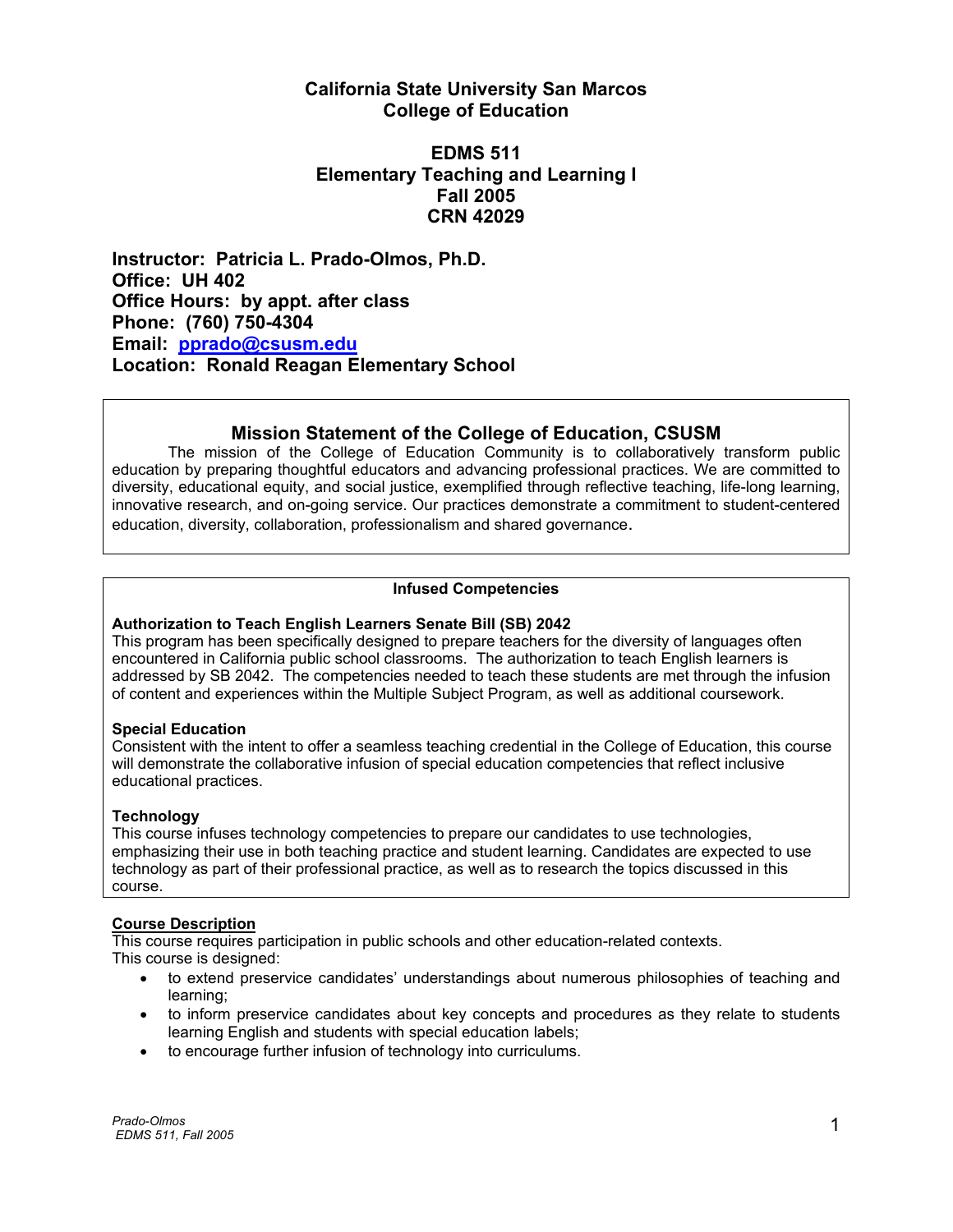# California State University San Marcos
# College of Education

## EDMS 511
## Elementary Teaching and Learning I
## Fall 2005
## CRN 42029

**Instructor: Patricia L. Prado-Olmos, Ph.D.**
**Office: UH 402**
**Office Hours: by appt. after class**
**Phone: (760) 750-4304**
**Email: pprado@csusm.edu**
**Location: Ronald Reagan Elementary School**

### Mission Statement of the College of Education, CSUSM

The mission of the College of Education Community is to collaboratively transform public education by preparing thoughtful educators and advancing professional practices. We are committed to diversity, educational equity, and social justice, exemplified through reflective teaching, life-long learning, innovative research, and on-going service. Our practices demonstrate a commitment to student-centered education, diversity, collaboration, professionalism and shared governance.

**Infused Competencies**

**Authorization to Teach English Learners Senate Bill (SB) 2042**
This program has been specifically designed to prepare teachers for the diversity of languages often encountered in California public school classrooms. The authorization to teach English learners is addressed by SB 2042. The competencies needed to teach these students are met through the infusion of content and experiences within the Multiple Subject Program, as well as additional coursework.

**Special Education**
Consistent with the intent to offer a seamless teaching credential in the College of Education, this course will demonstrate the collaborative infusion of special education competencies that reflect inclusive educational practices.

**Technology**
This course infuses technology competencies to prepare our candidates to use technologies, emphasizing their use in both teaching practice and student learning. Candidates are expected to use technology as part of their professional practice, as well as to research the topics discussed in this course.

**Course Description**
This course requires participation in public schools and other education-related contexts.
This course is designed:

- to extend preservice candidates' understandings about numerous philosophies of teaching and learning;
- to inform preservice candidates about key concepts and procedures as they relate to students learning English and students with special education labels;
- to encourage further infusion of technology into curriculums.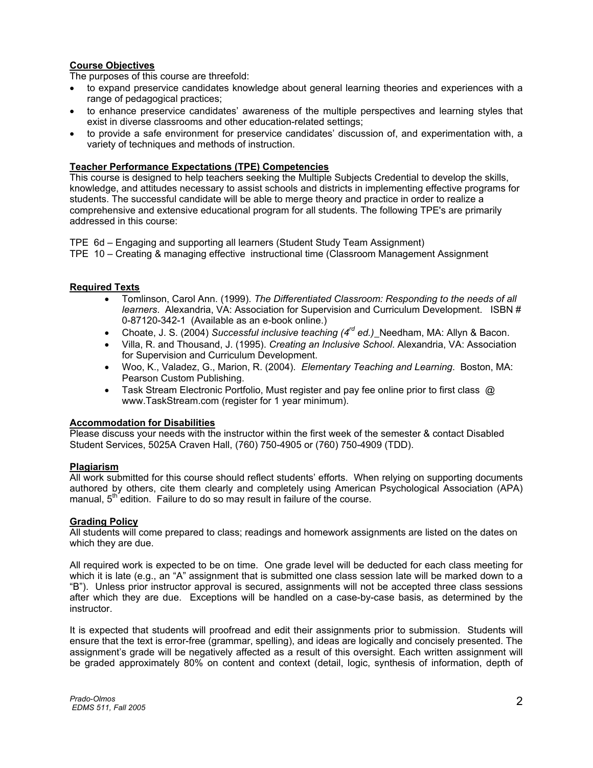**Course Objectives**

The purposes of this course are threefold:

- to expand preservice candidates knowledge about general learning theories and experiences with a range of pedagogical practices;
- to enhance preservice candidates' awareness of the multiple perspectives and learning styles that exist in diverse classrooms and other education-related settings;
- to provide a safe environment for preservice candidates' discussion of, and experimentation with, a variety of techniques and methods of instruction.

**Teacher Performance Expectations (TPE) Competencies**

This course is designed to help teachers seeking the Multiple Subjects Credential to develop the skills, knowledge, and attitudes necessary to assist schools and districts in implementing effective programs for students. The successful candidate will be able to merge theory and practice in order to realize a comprehensive and extensive educational program for all students. The following TPE's are primarily addressed in this course:

TPE 6d – Engaging and supporting all learners (Student Study Team Assignment)
TPE 10 – Creating & managing effective instructional time (Classroom Management Assignment

**Required Texts**

- Tomlinson, Carol Ann. (1999). *The Differentiated Classroom: Responding to the needs of all learners*. Alexandria, VA: Association for Supervision and Curriculum Development. ISBN # 0-87120-342-1 (Available as an e-book online.)
- Choate, J. S. (2004) *Successful inclusive teaching (4rd ed.)* Needham, MA: Allyn & Bacon.
- Villa, R. and Thousand, J. (1995). *Creating an Inclusive School*. Alexandria, VA: Association for Supervision and Curriculum Development.
- Woo, K., Valadez, G., Marion, R. (2004). *Elementary Teaching and Learning*. Boston, MA: Pearson Custom Publishing.
- Task Stream Electronic Portfolio, Must register and pay fee online prior to first class @ www.TaskStream.com (register for 1 year minimum).

**Accommodation for Disabilities**

Please discuss your needs with the instructor within the first week of the semester & contact Disabled Student Services, 5025A Craven Hall, (760) 750-4905 or (760) 750-4909 (TDD).

**Plagiarism**

All work submitted for this course should reflect students' efforts. When relying on supporting documents authored by others, cite them clearly and completely using American Psychological Association (APA) manual, 5th edition. Failure to do so may result in failure of the course.

**Grading Policy**

All students will come prepared to class; readings and homework assignments are listed on the dates on which they are due.

All required work is expected to be on time. One grade level will be deducted for each class meeting for which it is late (e.g., an "A" assignment that is submitted one class session late will be marked down to a "B"). Unless prior instructor approval is secured, assignments will not be accepted three class sessions after which they are due. Exceptions will be handled on a case-by-case basis, as determined by the instructor.

It is expected that students will proofread and edit their assignments prior to submission. Students will ensure that the text is error-free (grammar, spelling), and ideas are logically and concisely presented. The assignment's grade will be negatively affected as a result of this oversight. Each written assignment will be graded approximately 80% on content and context (detail, logic, synthesis of information, depth of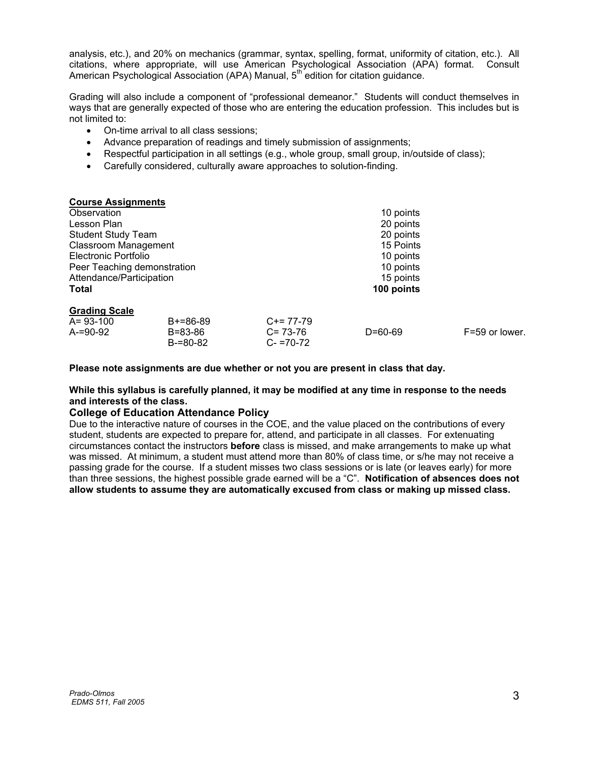analysis, etc.), and 20% on mechanics (grammar, syntax, spelling, format, uniformity of citation, etc.). All citations, where appropriate, will use American Psychological Association (APA) format. Consult American Psychological Association (APA) Manual, 5th edition for citation guidance.

Grading will also include a component of "professional demeanor." Students will conduct themselves in ways that are generally expected of those who are entering the education profession. This includes but is not limited to:

- On-time arrival to all class sessions;
- Advance preparation of readings and timely submission of assignments;
- Respectful participation in all settings (e.g., whole group, small group, in/outside of class);
- Carefully considered, culturally aware approaches to solution-finding.

**Course Assignments**

| | |
|---|---|
| Observation | 10 points |
| Lesson Plan | 20 points |
| Student Study Team | 20 points |
| Classroom Management | 15 Points |
| Electronic Portfolio | 10 points |
| Peer Teaching demonstration | 10 points |
| Attendance/Participation | 15 points |
| **Total** | **100 points** |

**Grading Scale**

| | | | | |
|---|---|---|---|---|
| A= 93-100 | B+=86-89 | C+= 77-79 | | |
| A-=90-92 | B=83-86 | C= 73-76 | D=60-69 | F=59 or lower. |
| | B-=80-82 | C- =70-72 | | |

**Please note assignments are due whether or not you are present in class that day.**

**While this syllabus is carefully planned, it may be modified at any time in response to the needs and interests of the class.**

### College of Education Attendance Policy

Due to the interactive nature of courses in the COE, and the value placed on the contributions of every student, students are expected to prepare for, attend, and participate in all classes. For extenuating circumstances contact the instructors **before** class is missed, and make arrangements to make up what was missed. At minimum, a student must attend more than 80% of class time, or s/he may not receive a passing grade for the course. If a student misses two class sessions or is late (or leaves early) for more than three sessions, the highest possible grade earned will be a "C". **Notification of absences does not allow students to assume they are automatically excused from class or making up missed class.**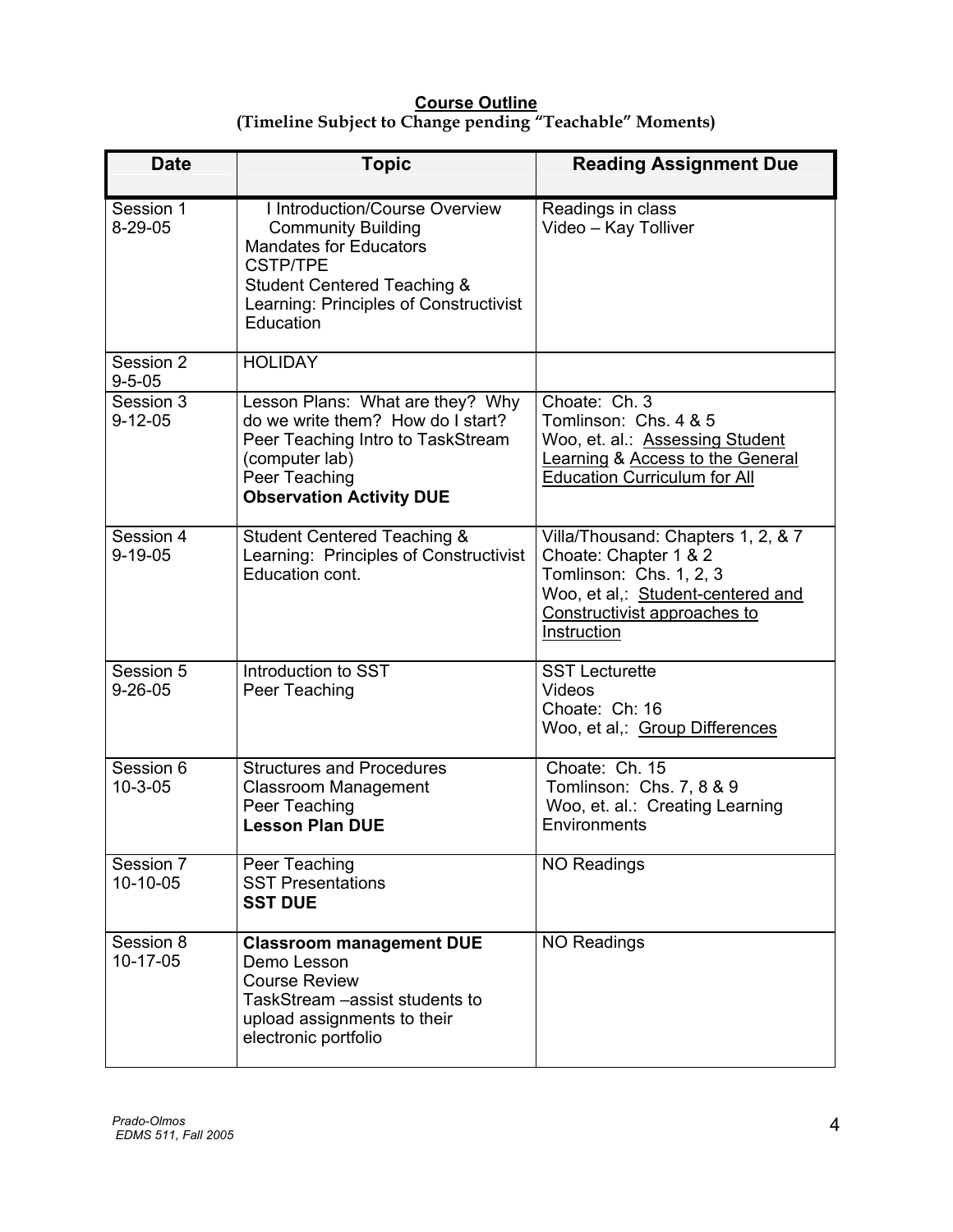**Course Outline**
**(Timeline Subject to Change pending "Teachable" Moments)**

| Date | Topic | Reading Assignment Due |
|---|---|---|
| Session 1<br>8-29-05 | I Introduction/Course Overview<br>Community Building<br>Mandates for Educators<br>CSTP/TPE<br>Student Centered Teaching & Learning: Principles of Constructivist Education | Readings in class<br>Video – Kay Tolliver |
| Session 2<br>9-5-05 | HOLIDAY | |
| Session 3<br>9-12-05 | Lesson Plans: What are they? Why do we write them? How do I start?<br>Peer Teaching Intro to TaskStream (computer lab)<br>Peer Teaching<br>**Observation Activity DUE** | Choate: Ch. 3<br>Tomlinson: Chs. 4 & 5<br>Woo, et. al.: Assessing Student Learning & Access to the General Education Curriculum for All |
| Session 4<br>9-19-05 | Student Centered Teaching & Learning: Principles of Constructivist Education cont. | Villa/Thousand: Chapters 1, 2, & 7<br>Choate: Chapter 1 & 2<br>Tomlinson: Chs. 1, 2, 3<br>Woo, et al,: Student-centered and Constructivist approaches to Instruction |
| Session 5<br>9-26-05 | Introduction to SST<br>Peer Teaching | SST Lecturette<br>Videos<br>Choate: Ch: 16<br>Woo, et al,: Group Differences |
| Session 6<br>10-3-05 | Structures and Procedures<br>Classroom Management<br>Peer Teaching<br>**Lesson Plan DUE** | Choate: Ch. 15<br>Tomlinson: Chs. 7, 8 & 9<br>Woo, et. al.: Creating Learning Environments |
| Session 7<br>10-10-05 | Peer Teaching<br>SST Presentations<br>**SST DUE** | NO Readings |
| Session 8<br>10-17-05 | **Classroom management DUE**<br>Demo Lesson<br>Course Review<br>TaskStream –assist students to upload assignments to their electronic portfolio | NO Readings |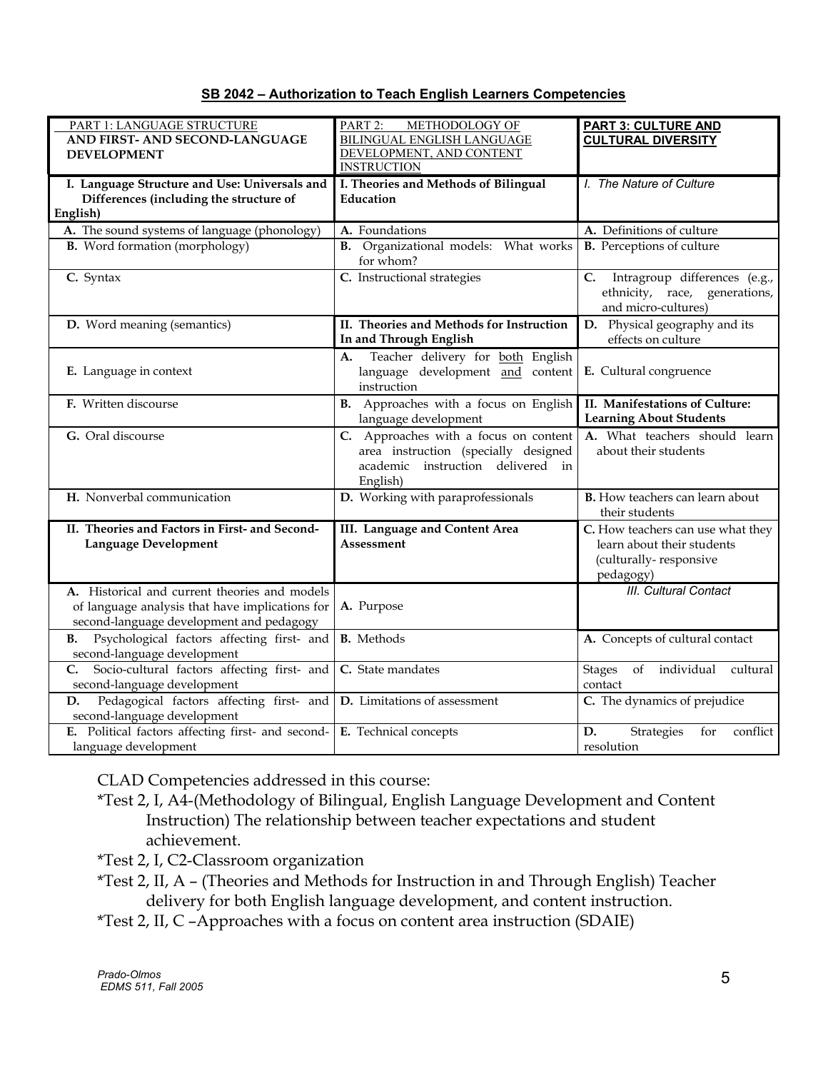**SB 2042 – Authorization to Teach English Learners Competencies**

| PART 1: LANGUAGE STRUCTURE AND FIRST- AND SECOND-LANGUAGE DEVELOPMENT | PART 2: METHODOLOGY OF BILINGUAL ENGLISH LANGUAGE DEVELOPMENT, AND CONTENT INSTRUCTION | PART 3: CULTURE AND CULTURAL DIVERSITY |
|---|---|---|
| **I. Language Structure and Use: Universals and Differences (including the structure of English)** | **I. Theories and Methods of Bilingual Education** | *I. The Nature of Culture* |
| **A.** The sound systems of language (phonology) | **A.** Foundations | **A.** Definitions of culture |
| **B.** Word formation (morphology) | **B.** Organizational models: What works for whom? | **B.** Perceptions of culture |
| **C.** Syntax | **C.** Instructional strategies | **C.** Intragroup differences (e.g., ethnicity, race, generations, and micro-cultures) |
| **D.** Word meaning (semantics) | **II. Theories and Methods for Instruction In and Through English** | **D.** Physical geography and its effects on culture |
| **E.** Language in context | **A.** Teacher delivery for both English language development and content instruction | **E.** Cultural congruence |
| **F.** Written discourse | **B.** Approaches with a focus on English language development | **II. Manifestations of Culture: Learning About Students** |
| **G.** Oral discourse | **C.** Approaches with a focus on content area instruction (specially designed academic instruction delivered in English) | **A.** What teachers should learn about their students |
| **H.** Nonverbal communication | **D.** Working with paraprofessionals | **B.** How teachers can learn about their students |
| **II. Theories and Factors in First- and Second-Language Development** | **III. Language and Content Area Assessment** | **C.** How teachers can use what they learn about their students (culturally- responsive pedagogy) |
| **A.** Historical and current theories and models of language analysis that have implications for second-language development and pedagogy | **A.** Purpose | *III. Cultural Contact* |
| **B.** Psychological factors affecting first- and second-language development | **B.** Methods | **A.** Concepts of cultural contact |
| **C.** Socio-cultural factors affecting first- and second-language development | **C.** State mandates | Stages of individual cultural contact |
| **D.** Pedagogical factors affecting first- and second-language development | **D.** Limitations of assessment | **C.** The dynamics of prejudice |
| **E.** Political factors affecting first- and second-language development | **E.** Technical concepts | **D.** Strategies for conflict resolution |

CLAD Competencies addressed in this course:

*Test 2, I, A4-(Methodology of Bilingual, English Language Development and Content Instruction) The relationship between teacher expectations and student achievement.

*Test 2, I, C2-Classroom organization

*Test 2, II, A – (Theories and Methods for Instruction in and Through English) Teacher delivery for both English language development, and content instruction.

*Test 2, II, C –Approaches with a focus on content area instruction (SDAIE)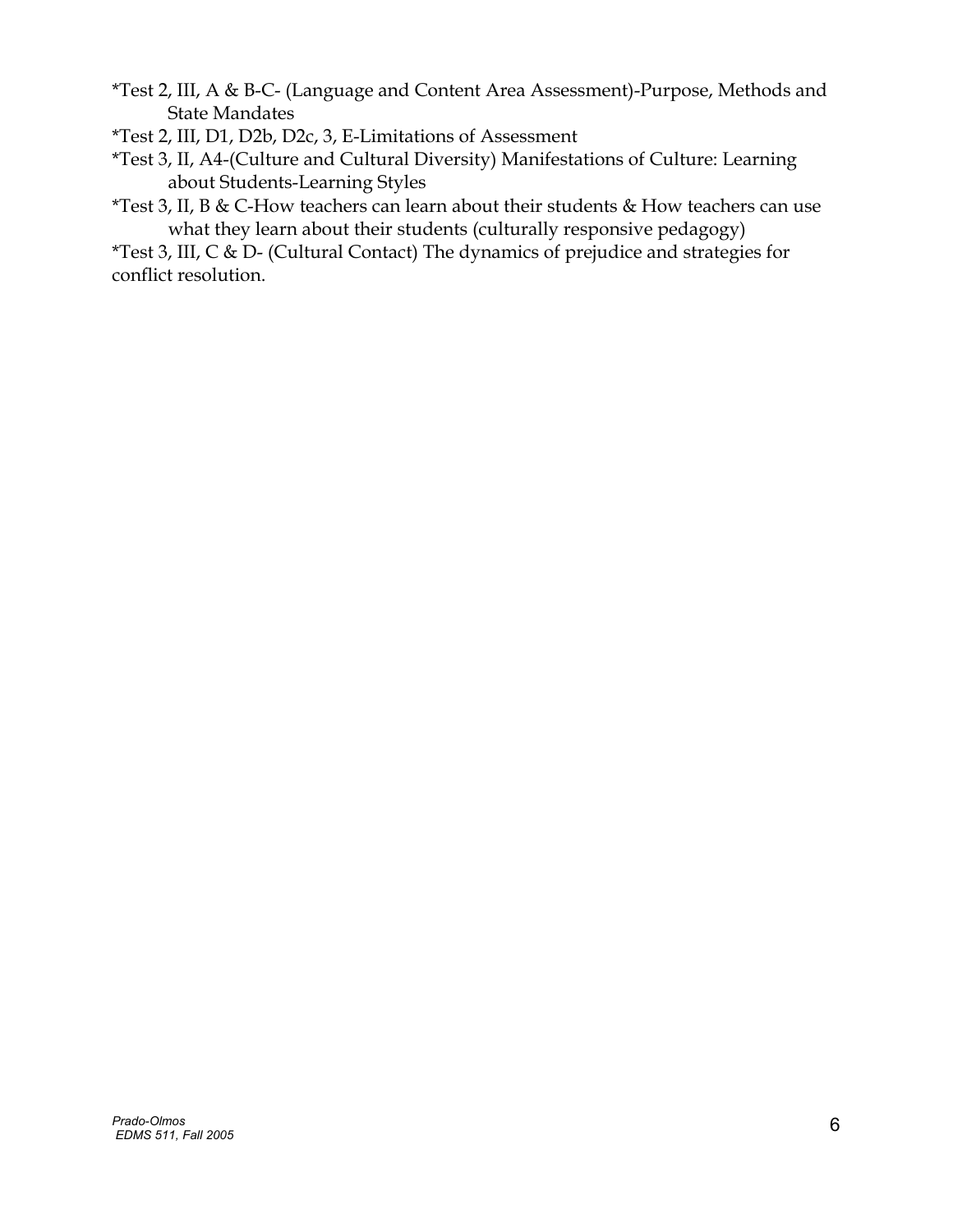*Test 2, III, A & B-C- (Language and Content Area Assessment)-Purpose, Methods and State Mandates

*Test 2, III, D1, D2b, D2c, 3, E-Limitations of Assessment

*Test 3, II, A4-(Culture and Cultural Diversity) Manifestations of Culture: Learning about Students-Learning Styles

*Test 3, II, B & C-How teachers can learn about their students & How teachers can use what they learn about their students (culturally responsive pedagogy)

*Test 3, III, C & D- (Cultural Contact) The dynamics of prejudice and strategies for conflict resolution.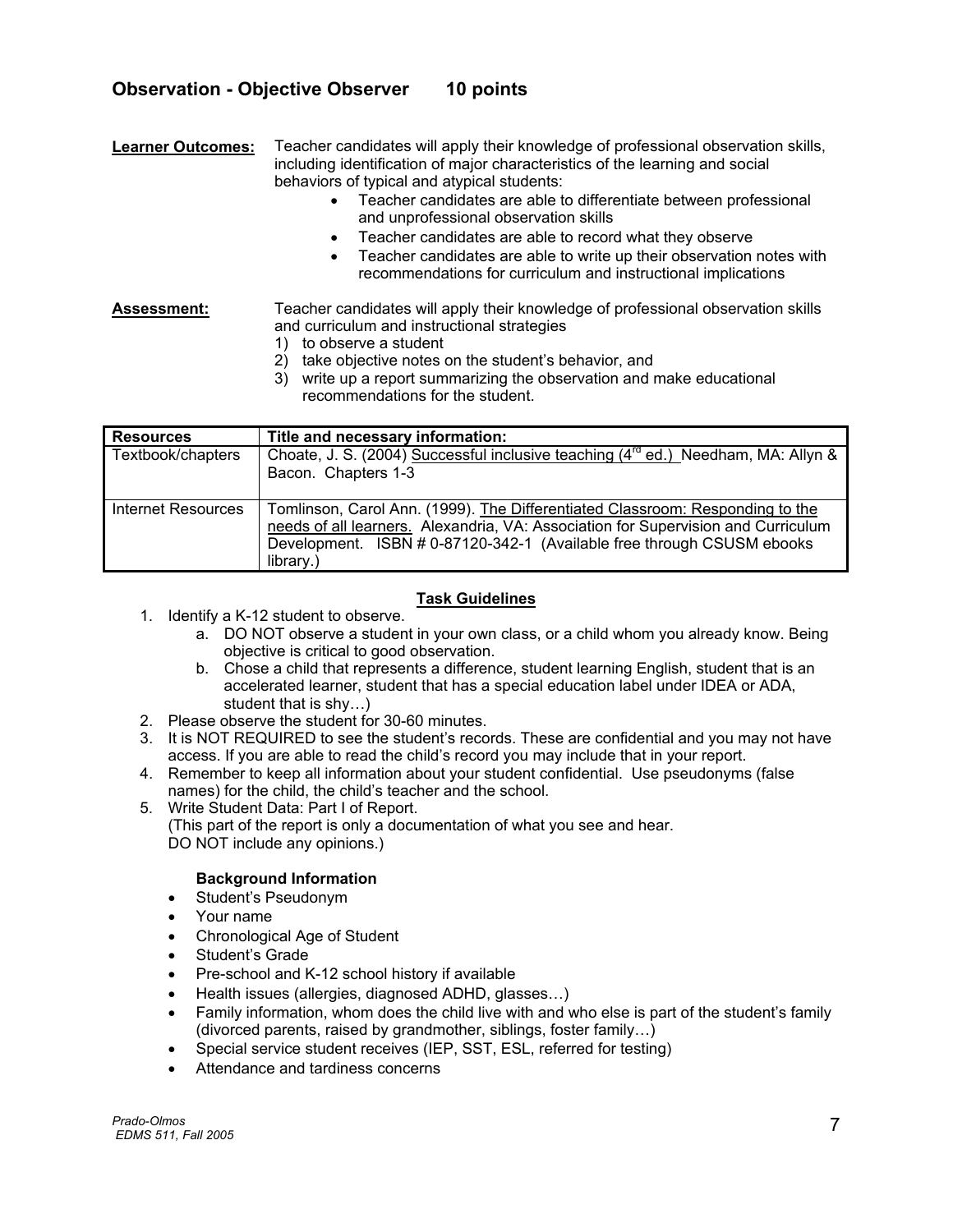## Observation - Objective Observer 10 points

**Learner Outcomes:** Teacher candidates will apply their knowledge of professional observation skills, including identification of major characteristics of the learning and social behaviors of typical and atypical students:

- Teacher candidates are able to differentiate between professional and unprofessional observation skills
- Teacher candidates are able to record what they observe
- Teacher candidates are able to write up their observation notes with recommendations for curriculum and instructional implications

**Assessment:** Teacher candidates will apply their knowledge of professional observation skills and curriculum and instructional strategies

1) to observe a student
2) take objective notes on the student's behavior, and
3) write up a report summarizing the observation and make educational recommendations for the student.

| Resources | Title and necessary information: |
|---|---|
| Textbook/chapters | Choate, J. S. (2004) Successful inclusive teaching (4rd ed.) Needham, MA: Allyn & Bacon. Chapters 1-3 |
| Internet Resources | Tomlinson, Carol Ann. (1999). The Differentiated Classroom: Responding to the needs of all learners. Alexandria, VA: Association for Supervision and Curriculum Development. ISBN # 0-87120-342-1 (Available free through CSUSM ebooks library.) |

### Task Guidelines

1. Identify a K-12 student to observe.
   a. DO NOT observe a student in your own class, or a child whom you already know. Being objective is critical to good observation.
   b. Chose a child that represents a difference, student learning English, student that is an accelerated learner, student that has a special education label under IDEA or ADA, student that is shy…)
2. Please observe the student for 30-60 minutes.
3. It is NOT REQUIRED to see the student's records. These are confidential and you may not have access. If you are able to read the child's record you may include that in your report.
4. Remember to keep all information about your student confidential. Use pseudonyms (false names) for the child, the child's teacher and the school.
5. Write Student Data: Part I of Report.
   (This part of the report is only a documentation of what you see and hear.
   DO NOT include any opinions.)

   **Background Information**
   - Student's Pseudonym
   - Your name
   - Chronological Age of Student
   - Student's Grade
   - Pre-school and K-12 school history if available
   - Health issues (allergies, diagnosed ADHD, glasses…)
   - Family information, whom does the child live with and who else is part of the student's family (divorced parents, raised by grandmother, siblings, foster family…)
   - Special service student receives (IEP, SST, ESL, referred for testing)
   - Attendance and tardiness concerns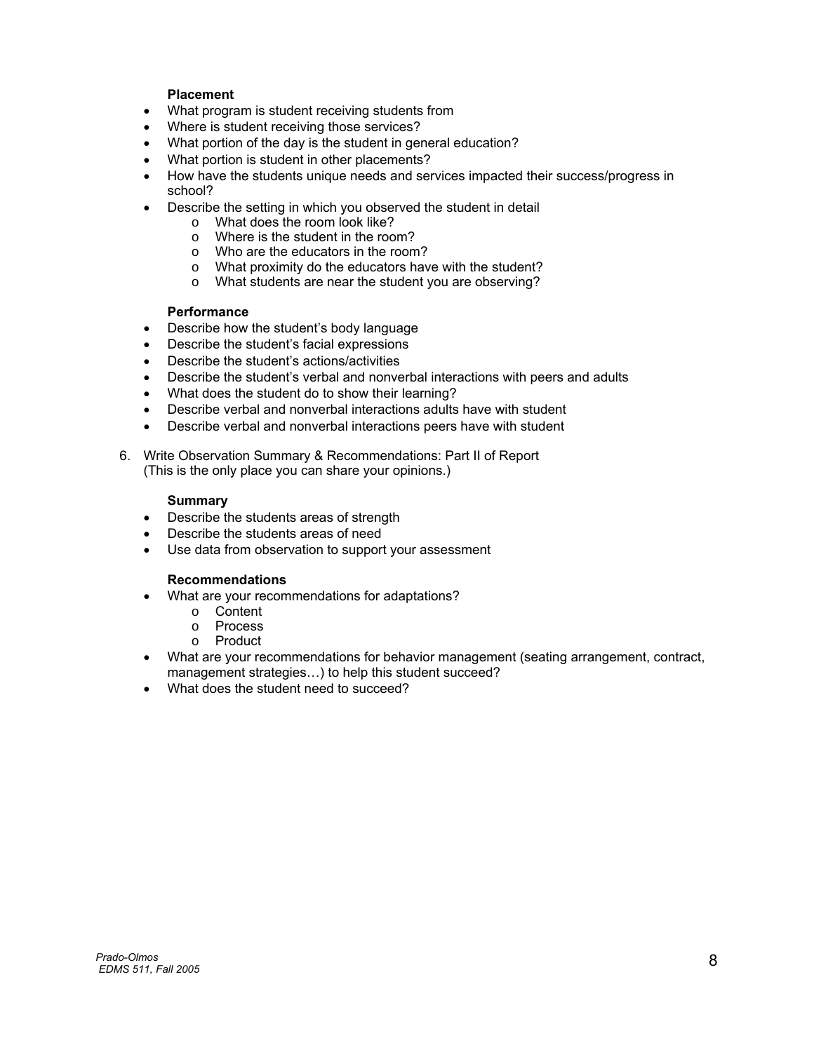**Placement**

- What program is student receiving students from
- Where is student receiving those services?
- What portion of the day is the student in general education?
- What portion is student in other placements?
- How have the students unique needs and services impacted their success/progress in school?
- Describe the setting in which you observed the student in detail
    - What does the room look like?
    - Where is the student in the room?
    - Who are the educators in the room?
    - What proximity do the educators have with the student?
    - What students are near the student you are observing?

**Performance**

- Describe how the student's body language
- Describe the student's facial expressions
- Describe the student's actions/activities
- Describe the student's verbal and nonverbal interactions with peers and adults
- What does the student do to show their learning?
- Describe verbal and nonverbal interactions adults have with student
- Describe verbal and nonverbal interactions peers have with student

6. Write Observation Summary & Recommendations: Part II of Report
   (This is the only place you can share your opinions.)

**Summary**

- Describe the students areas of strength
- Describe the students areas of need
- Use data from observation to support your assessment

**Recommendations**

- What are your recommendations for adaptations?
    - Content
    - Process
    - Product
- What are your recommendations for behavior management (seating arrangement, contract, management strategies…) to help this student succeed?
- What does the student need to succeed?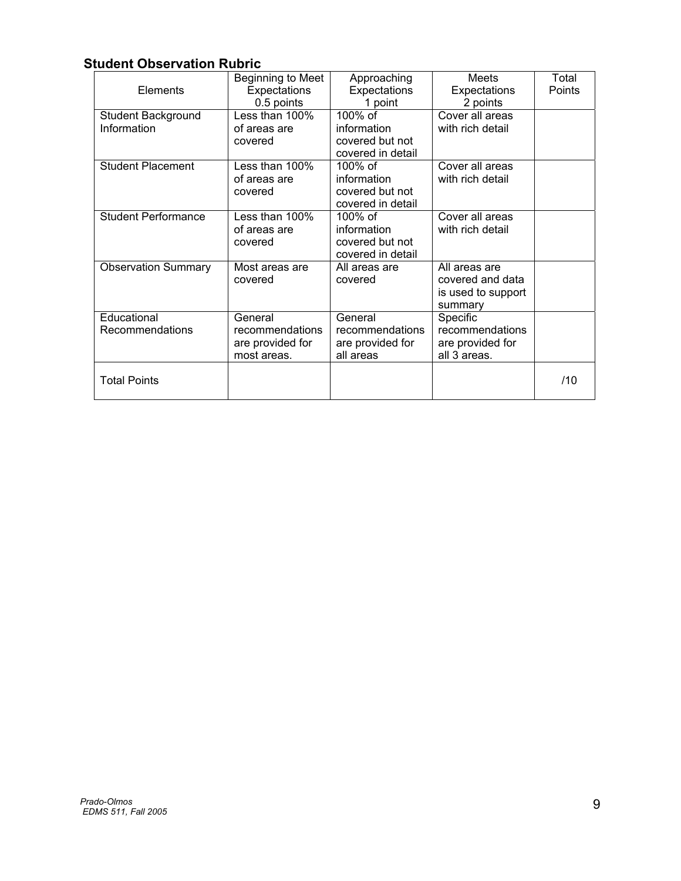## Student Observation Rubric

| Elements | Beginning to Meet Expectations 0.5 points | Approaching Expectations 1 point | Meets Expectations 2 points | Total Points |
|---|---|---|---|---|
| Student Background Information | Less than 100% of areas are covered | 100% of information covered but not covered in detail | Cover all areas with rich detail | |
| Student Placement | Less than 100% of areas are covered | 100% of information covered but not covered in detail | Cover all areas with rich detail | |
| Student Performance | Less than 100% of areas are covered | 100% of information covered but not covered in detail | Cover all areas with rich detail | |
| Observation Summary | Most areas are covered | All areas are covered | All areas are covered and data is used to support summary | |
| Educational Recommendations | General recommendations are provided for most areas. | General recommendations are provided for all areas | Specific recommendations are provided for all 3 areas. | |
| Total Points | | | | /10 |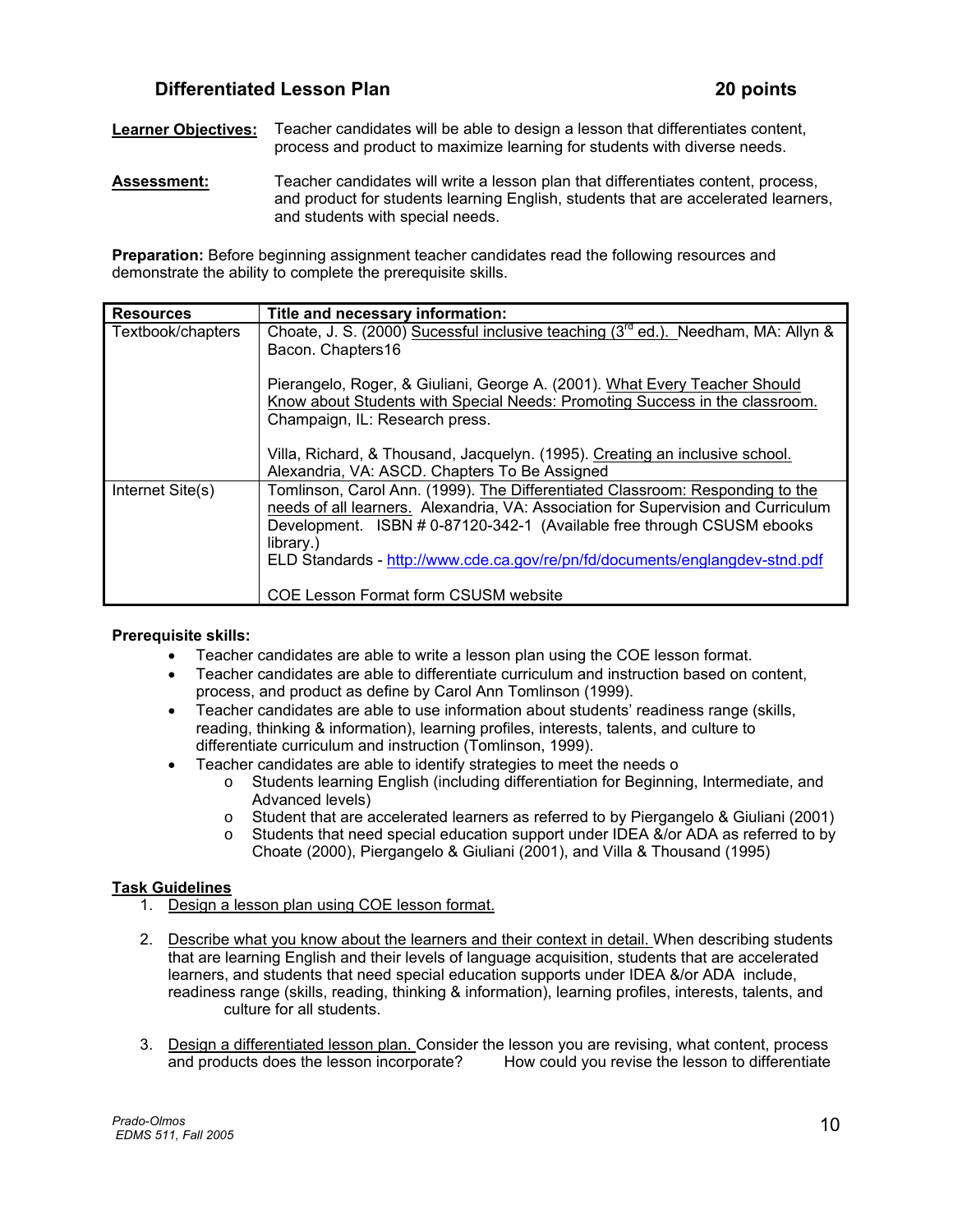## Differentiated Lesson Plan — 20 points

**Learner Objectives:** Teacher candidates will be able to design a lesson that differentiates content, process and product to maximize learning for students with diverse needs.

**Assessment:** Teacher candidates will write a lesson plan that differentiates content, process, and product for students learning English, students that are accelerated learners, and students with special needs.

**Preparation:** Before beginning assignment teacher candidates read the following resources and demonstrate the ability to complete the prerequisite skills.

| Resources | Title and necessary information: |
| --- | --- |
| Textbook/chapters | Choate, J. S. (2000) Sucessful inclusive teaching (3rd ed.). Needham, MA: Allyn & Bacon. Chapters16<br><br>Pierangelo, Roger, & Giuliani, George A. (2001). What Every Teacher Should Know about Students with Special Needs: Promoting Success in the classroom. Champaign, IL: Research press.<br><br>Villa, Richard, & Thousand, Jacquelyn. (1995). Creating an inclusive school. Alexandria, VA: ASCD. Chapters To Be Assigned |
| Internet Site(s) | Tomlinson, Carol Ann. (1999). The Differentiated Classroom: Responding to the needs of all learners. Alexandria, VA: Association for Supervision and Curriculum Development. ISBN # 0-87120-342-1 (Available free through CSUSM ebooks library.)<br>ELD Standards - http://www.cde.ca.gov/re/pn/fd/documents/englangdev-stnd.pdf<br><br>COE Lesson Format form CSUSM website |

**Prerequisite skills:**

- Teacher candidates are able to write a lesson plan using the COE lesson format.
- Teacher candidates are able to differentiate curriculum and instruction based on content, process, and product as define by Carol Ann Tomlinson (1999).
- Teacher candidates are able to use information about students' readiness range (skills, reading, thinking & information), learning profiles, interests, talents, and culture to differentiate curriculum and instruction (Tomlinson, 1999).
- Teacher candidates are able to identify strategies to meet the needs o
  - Students learning English (including differentiation for Beginning, Intermediate, and Advanced levels)
  - Student that are accelerated learners as referred to by Piergangelo & Giuliani (2001)
  - Students that need special education support under IDEA &/or ADA as referred to by Choate (2000), Piergangelo & Giuliani (2001), and Villa & Thousand (1995)

**Task Guidelines**

1. Design a lesson plan using COE lesson format.

2. Describe what you know about the learners and their context in detail. When describing students that are learning English and their levels of language acquisition, students that are accelerated learners, and students that need special education supports under IDEA &/or ADA include, readiness range (skills, reading, thinking & information), learning profiles, interests, talents, and culture for all students.

3. Design a differentiated lesson plan. Consider the lesson you are revising, what content, process and products does the lesson incorporate? How could you revise the lesson to differentiate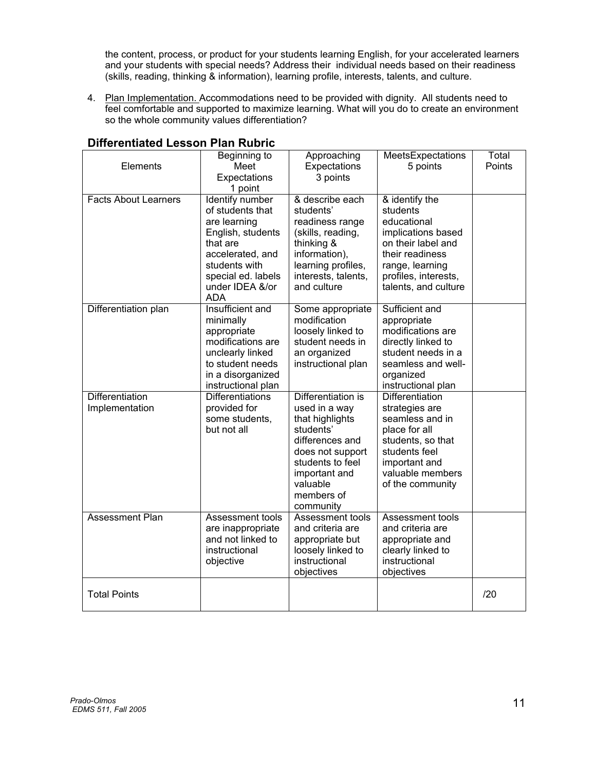the content, process, or product for your students learning English, for your accelerated learners and your students with special needs? Address their individual needs based on their readiness (skills, reading, thinking & information), learning profile, interests, talents, and culture.

4. Plan Implementation. Accommodations need to be provided with dignity. All students need to feel comfortable and supported to maximize learning. What will you do to create an environment so the whole community values differentiation?

## Differentiated Lesson Plan Rubric

| Elements | Beginning to Meet Expectations 1 point | Approaching Expectations 3 points | MeetsExpectations 5 points | Total Points |
|---|---|---|---|---|
| Facts About Learners | Identify number of students that are learning English, students that are accelerated, and students with special ed. labels under IDEA &/or ADA | & describe each students' readiness range (skills, reading, thinking & information), learning profiles, interests, talents, and culture | & identify the students educational implications based on their label and their readiness range, learning profiles, interests, talents, and culture | |
| Differentiation plan | Insufficient and minimally appropriate modifications are unclearly linked to student needs in a disorganized instructional plan | Some appropriate modification loosely linked to student needs in an organized instructional plan | Sufficient and appropriate modifications are directly linked to student needs in a seamless and well-organized instructional plan | |
| Differentiation Implementation | Differentiations provided for some students, but not all | Differentiation is used in a way that highlights students' differences and does not support students to feel important and valuable members of community | Differentiation strategies are seamless and in place for all students, so that students feel important and valuable members of the community | |
| Assessment Plan | Assessment tools are inappropriate and not linked to instructional objective | Assessment tools and criteria are appropriate but loosely linked to instructional objectives | Assessment tools and criteria are appropriate and clearly linked to instructional objectives | |
| Total Points | | | | /20 |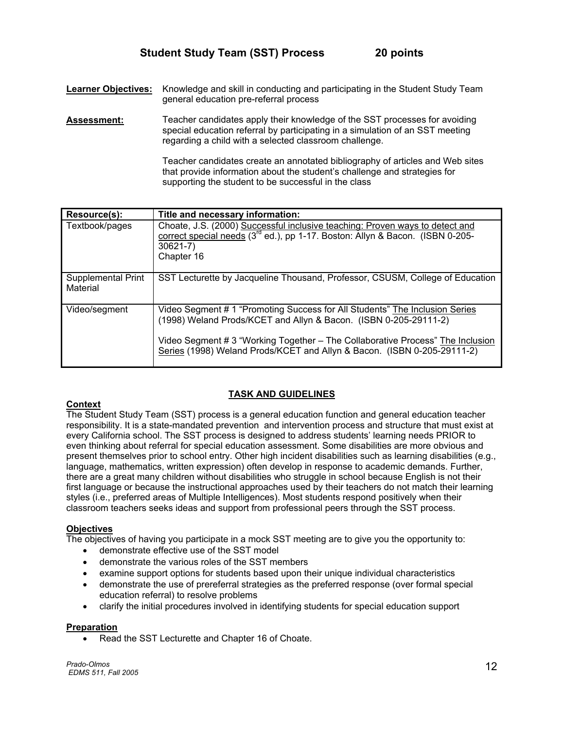# Student Study Team (SST) Process 20 points

**Learner Objectives:** Knowledge and skill in conducting and participating in the Student Study Team general education pre-referral process

**Assessment:** Teacher candidates apply their knowledge of the SST processes for avoiding special education referral by participating in a simulation of an SST meeting regarding a child with a selected classroom challenge.

Teacher candidates create an annotated bibliography of articles and Web sites that provide information about the student's challenge and strategies for supporting the student to be successful in the class

| Resource(s): | Title and necessary information: |
|---|---|
| Textbook/pages | Choate, J.S. (2000) Successful inclusive teaching: Proven ways to detect and correct special needs (3rd ed.), pp 1-17. Boston: Allyn & Bacon. (ISBN 0-205-30621-7)<br>Chapter 16 |
| Supplemental Print Material | SST Lecturette by Jacqueline Thousand, Professor, CSUSM, College of Education |
| Video/segment | Video Segment # 1 "Promoting Success for All Students" The Inclusion Series (1998) Weland Prods/KCET and Allyn & Bacon. (ISBN 0-205-29111-2)<br><br>Video Segment # 3 "Working Together – The Collaborative Process" The Inclusion Series (1998) Weland Prods/KCET and Allyn & Bacon. (ISBN 0-205-29111-2) |

## TASK AND GUIDELINES

### Context

The Student Study Team (SST) process is a general education function and general education teacher responsibility. It is a state-mandated prevention and intervention process and structure that must exist at every California school. The SST process is designed to address students' learning needs PRIOR to even thinking about referral for special education assessment. Some disabilities are more obvious and present themselves prior to school entry. Other high incident disabilities such as learning disabilities (e.g., language, mathematics, written expression) often develop in response to academic demands. Further, there are a great many children without disabilities who struggle in school because English is not their first language or because the instructional approaches used by their teachers do not match their learning styles (i.e., preferred areas of Multiple Intelligences). Most students respond positively when their classroom teachers seeks ideas and support from professional peers through the SST process.

### Objectives

The objectives of having you participate in a mock SST meeting are to give you the opportunity to:

- demonstrate effective use of the SST model
- demonstrate the various roles of the SST members
- examine support options for students based upon their unique individual characteristics
- demonstrate the use of prereferral strategies as the preferred response (over formal special education referral) to resolve problems
- clarify the initial procedures involved in identifying students for special education support

### Preparation

- Read the SST Lecturette and Chapter 16 of Choate.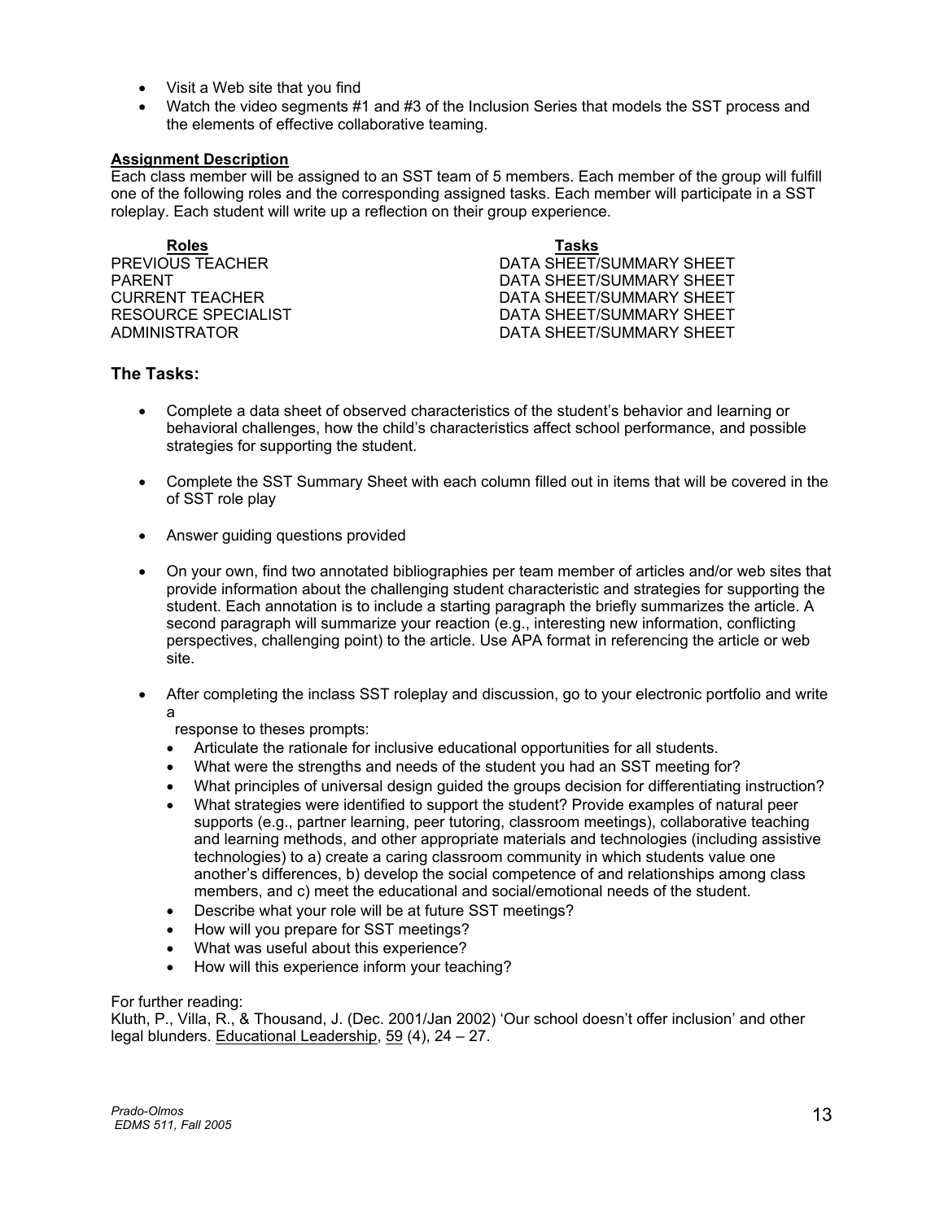- Visit a Web site that you find
- Watch the video segments #1 and #3 of the Inclusion Series that models the SST process and the elements of effective collaborative teaming.

**Assignment Description**

Each class member will be assigned to an SST team of 5 members. Each member of the group will fulfill one of the following roles and the corresponding assigned tasks. Each member will participate in a SST roleplay. Each student will write up a reflection on their group experience.

| Roles | Tasks |
|---|---|
| PREVIOUS TEACHER | DATA SHEET/SUMMARY SHEET |
| PARENT | DATA SHEET/SUMMARY SHEET |
| CURRENT TEACHER | DATA SHEET/SUMMARY SHEET |
| RESOURCE SPECIALIST | DATA SHEET/SUMMARY SHEET |
| ADMINISTRATOR | DATA SHEET/SUMMARY SHEET |

## The Tasks:

- Complete a data sheet of observed characteristics of the student's behavior and learning or behavioral challenges, how the child's characteristics affect school performance, and possible strategies for supporting the student.
- Complete the SST Summary Sheet with each column filled out in items that will be covered in the of SST role play
- Answer guiding questions provided
- On your own, find two annotated bibliographies per team member of articles and/or web sites that provide information about the challenging student characteristic and strategies for supporting the student. Each annotation is to include a starting paragraph the briefly summarizes the article. A second paragraph will summarize your reaction (e.g., interesting new information, conflicting perspectives, challenging point) to the article. Use APA format in referencing the article or web site.
- After completing the inclass SST roleplay and discussion, go to your electronic portfolio and write a response to theses prompts:
  - Articulate the rationale for inclusive educational opportunities for all students.
  - What were the strengths and needs of the student you had an SST meeting for?
  - What principles of universal design guided the groups decision for differentiating instruction?
  - What strategies were identified to support the student? Provide examples of natural peer supports (e.g., partner learning, peer tutoring, classroom meetings), collaborative teaching and learning methods, and other appropriate materials and technologies (including assistive technologies) to a) create a caring classroom community in which students value one another's differences, b) develop the social competence of and relationships among class members, and c) meet the educational and social/emotional needs of the student.
  - Describe what your role will be at future SST meetings?
  - How will you prepare for SST meetings?
  - What was useful about this experience?
  - How will this experience inform your teaching?

For further reading:
Kluth, P., Villa, R., & Thousand, J. (Dec. 2001/Jan 2002) 'Our school doesn't offer inclusion' and other legal blunders. Educational Leadership, 59 (4), 24 – 27.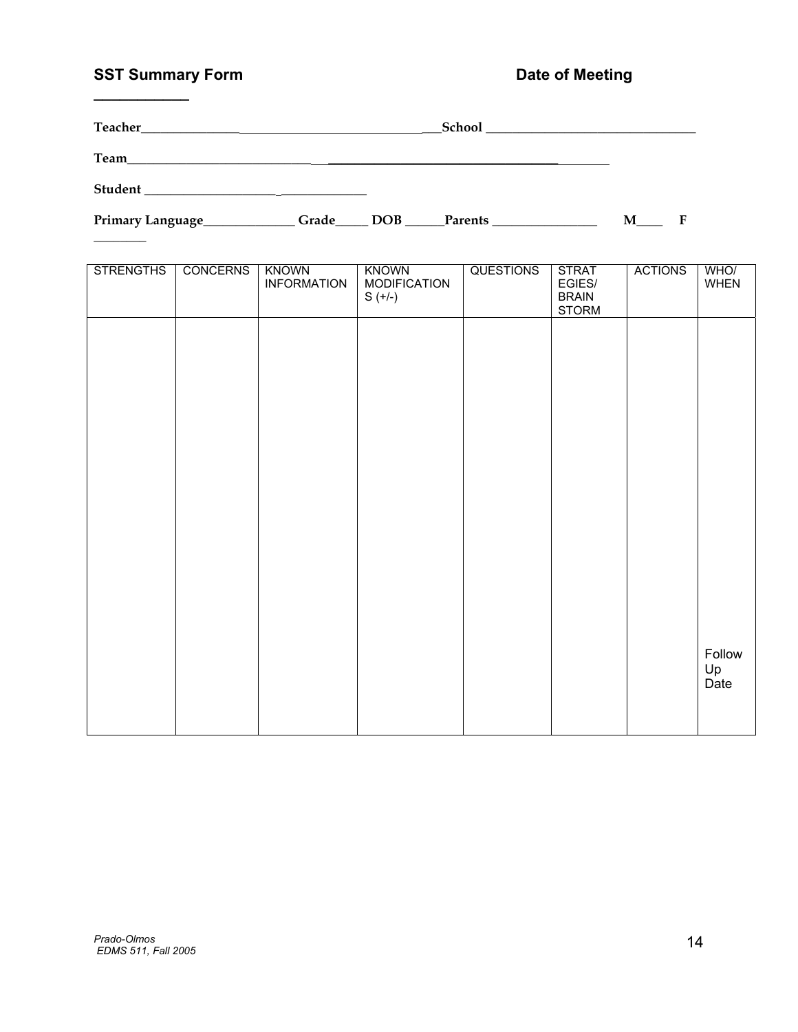**SST Summary Form** **Date of Meeting ____________**

**Teacher**_________________________________________**School** ________________________________

**Team**________________________________________________________________

**Student** _________________________________

**Primary Language**______________ **Grade**_____ **DOB** ______**Parents** ________________ **M**____ **F** ________

| STRENGTHS | CONCERNS | KNOWN INFORMATION | KNOWN MODIFICATIONS (+/-) | QUESTIONS | STRATEGIES/ BRAIN STORM | ACTIONS | WHO/ WHEN |
|---|---|---|---|---|---|---|---|
| | | | | | | | Follow Up Date |

*Prado-Olmos*
*EDMS 511, Fall 2005*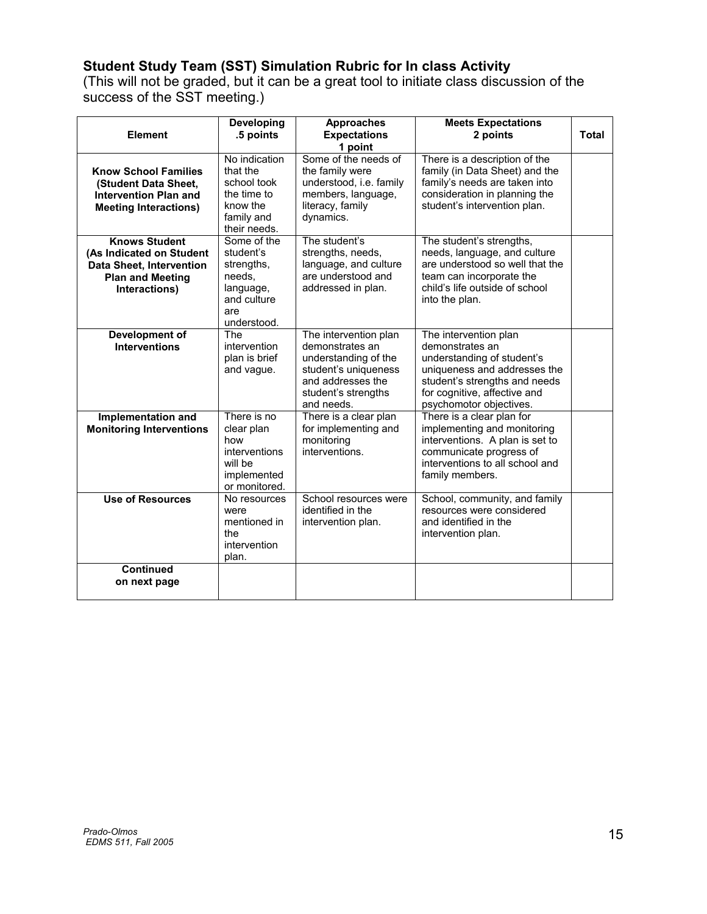### Student Study Team (SST) Simulation Rubric for In class Activity

(This will not be graded, but it can be a great tool to initiate class discussion of the success of the SST meeting.)

| Element | Developing .5 points | Approaches Expectations 1 point | Meets Expectations 2 points | Total |
|---|---|---|---|---|
| **Know School Families (Student Data Sheet, Intervention Plan and Meeting Interactions)** | No indication that the school took the time to know the family and their needs. | Some of the needs of the family were understood, i.e. family members, language, literacy, family dynamics. | There is a description of the family (in Data Sheet) and the family's needs are taken into consideration in planning the student's intervention plan. | |
| **Knows Student (As Indicated on Student Data Sheet, Intervention Plan and Meeting Interactions)** | Some of the student's strengths, needs, language, and culture are understood. | The student's strengths, needs, language, and culture are understood and addressed in plan. | The student's strengths, needs, language, and culture are understood so well that the team can incorporate the child's life outside of school into the plan. | |
| **Development of Interventions** | The intervention plan is brief and vague. | The intervention plan demonstrates an understanding of the student's uniqueness and addresses the student's strengths and needs. | The intervention plan demonstrates an understanding of student's uniqueness and addresses the student's strengths and needs for cognitive, affective and psychomotor objectives. | |
| **Implementation and Monitoring Interventions** | There is no clear plan how interventions will be implemented or monitored. | There is a clear plan for implementing and monitoring interventions. | There is a clear plan for implementing and monitoring interventions. A plan is set to communicate progress of interventions to all school and family members. | |
| **Use of Resources** | No resources were mentioned in the intervention plan. | School resources were identified in the intervention plan. | School, community, and family resources were considered and identified in the intervention plan. | |
| **Continued on next page** | | | | |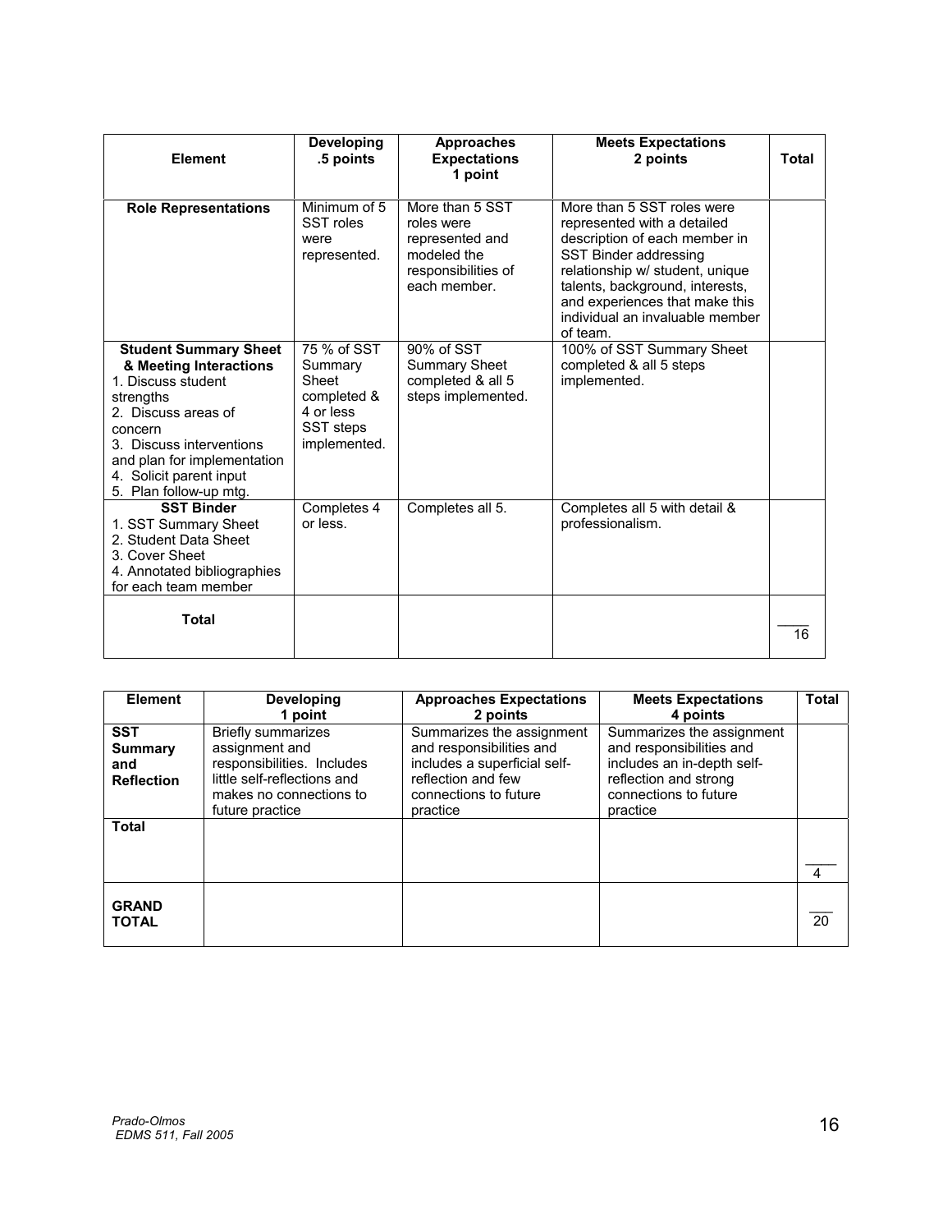| Element | Developing .5 points | Approaches Expectations 1 point | Meets Expectations 2 points | Total |
|---|---|---|---|---|
| **Role Representations** | Minimum of 5 SST roles were represented. | More than 5 SST roles were represented and modeled the responsibilities of each member. | More than 5 SST roles were represented with a detailed description of each member in SST Binder addressing relationship w/ student, unique talents, background, interests, and experiences that make this individual an invaluable member of team. | |
| **Student Summary Sheet & Meeting Interactions**<br>1. Discuss student strengths<br>2. Discuss areas of concern<br>3. Discuss interventions and plan for implementation<br>4. Solicit parent input<br>5. Plan follow-up mtg. | 75 % of SST Summary Sheet completed & 4 or less SST steps implemented. | 90% of SST Summary Sheet completed & all 5 steps implemented. | 100% of SST Summary Sheet completed & all 5 steps implemented. | |
| **SST Binder**<br>1. SST Summary Sheet<br>2. Student Data Sheet<br>3. Cover Sheet<br>4. Annotated bibliographies for each team member | Completes 4 or less. | Completes all 5. | Completes all 5 with detail & professionalism. | |
| **Total** | | | | ____ 16 |

| Element | Developing 1 point | Approaches Expectations 2 points | Meets Expectations 4 points | Total |
|---|---|---|---|---|
| **SST Summary and Reflection** | Briefly summarizes assignment and responsibilities. Includes little self-reflections and makes no connections to future practice | Summarizes the assignment and responsibilities and includes a superficial self-reflection and few connections to future practice | Summarizes the assignment and responsibilities and includes an in-depth self-reflection and strong connections to future practice | |
| **Total** | | | | ____ 4 |
| **GRAND TOTAL** | | | | ____ 20 |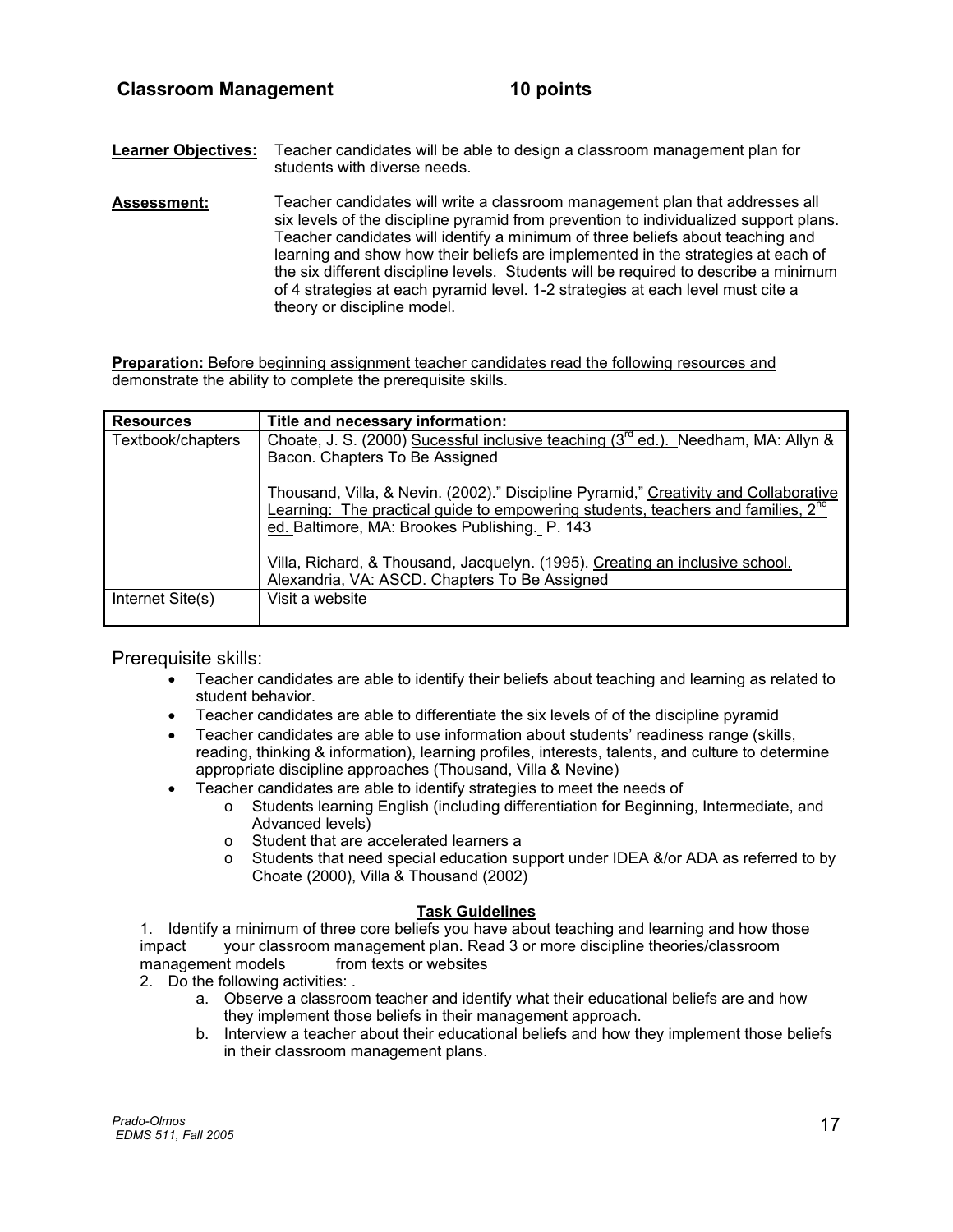## Classroom Management 10 points

**Learner Objectives:** Teacher candidates will be able to design a classroom management plan for students with diverse needs.

**Assessment:** Teacher candidates will write a classroom management plan that addresses all six levels of the discipline pyramid from prevention to individualized support plans. Teacher candidates will identify a minimum of three beliefs about teaching and learning and show how their beliefs are implemented in the strategies at each of the six different discipline levels. Students will be required to describe a minimum of 4 strategies at each pyramid level. 1-2 strategies at each level must cite a theory or discipline model.

**Preparation:** Before beginning assignment teacher candidates read the following resources and demonstrate the ability to complete the prerequisite skills.

| Resources | Title and necessary information: |
|---|---|
| Textbook/chapters | Choate, J. S. (2000) Sucessful inclusive teaching (3rd ed.). Needham, MA: Allyn & Bacon. Chapters To Be Assigned<br><br>Thousand, Villa, & Nevin. (2002)." Discipline Pyramid," Creativity and Collaborative Learning: The practical guide to empowering students, teachers and families, 2nd ed. Baltimore, MA: Brookes Publishing. P. 143<br><br>Villa, Richard, & Thousand, Jacquelyn. (1995). Creating an inclusive school. Alexandria, VA: ASCD. Chapters To Be Assigned |
| Internet Site(s) | Visit a website |

### Prerequisite skills:

- Teacher candidates are able to identify their beliefs about teaching and learning as related to student behavior.
- Teacher candidates are able to differentiate the six levels of of the discipline pyramid
- Teacher candidates are able to use information about students' readiness range (skills, reading, thinking & information), learning profiles, interests, talents, and culture to determine appropriate discipline approaches (Thousand, Villa & Nevine)
- Teacher candidates are able to identify strategies to meet the needs of
  - Students learning English (including differentiation for Beginning, Intermediate, and Advanced levels)
  - Student that are accelerated learners a
  - Students that need special education support under IDEA &/or ADA as referred to by Choate (2000), Villa & Thousand (2002)

### Task Guidelines

1. Identify a minimum of three core beliefs you have about teaching and learning and how those impact your classroom management plan. Read 3 or more discipline theories/classroom management models from texts or websites
2. Do the following activities: .
   a. Observe a classroom teacher and identify what their educational beliefs are and how they implement those beliefs in their management approach.
   b. Interview a teacher about their educational beliefs and how they implement those beliefs in their classroom management plans.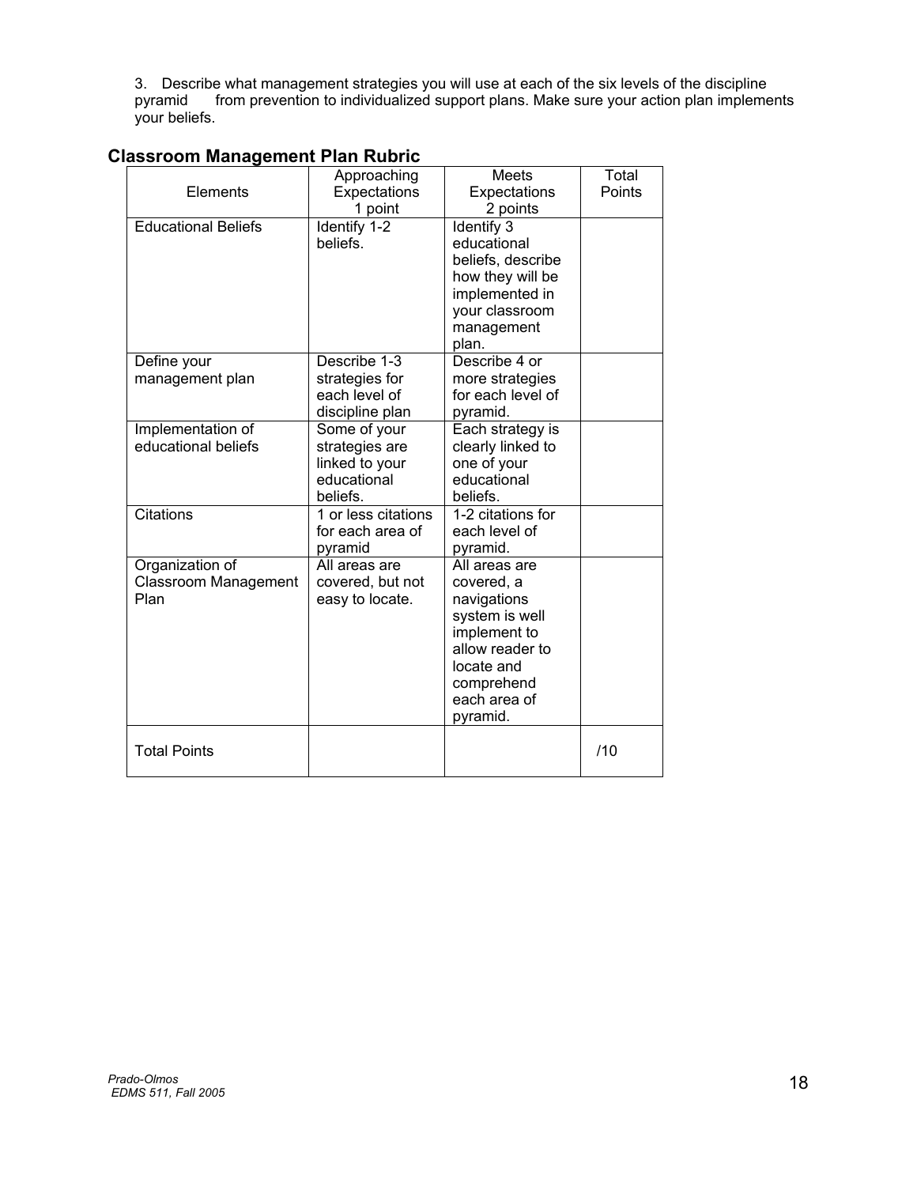3. Describe what management strategies you will use at each of the six levels of the discipline pyramid from prevention to individualized support plans. Make sure your action plan implements your beliefs.

## Classroom Management Plan Rubric

| Elements | Approaching Expectations 1 point | Meets Expectations 2 points | Total Points |
|---|---|---|---|
| Educational Beliefs | Identify 1-2 beliefs. | Identify 3 educational beliefs, describe how they will be implemented in your classroom management plan. | |
| Define your management plan | Describe 1-3 strategies for each level of discipline plan | Describe 4 or more strategies for each level of pyramid. | |
| Implementation of educational beliefs | Some of your strategies are linked to your educational beliefs. | Each strategy is clearly linked to one of your educational beliefs. | |
| Citations | 1 or less citations for each area of pyramid | 1-2 citations for each level of pyramid. | |
| Organization of Classroom Management Plan | All areas are covered, but not easy to locate. | All areas are covered, a navigations system is well implement to allow reader to locate and comprehend each area of pyramid. | |
| Total Points | | | /10 |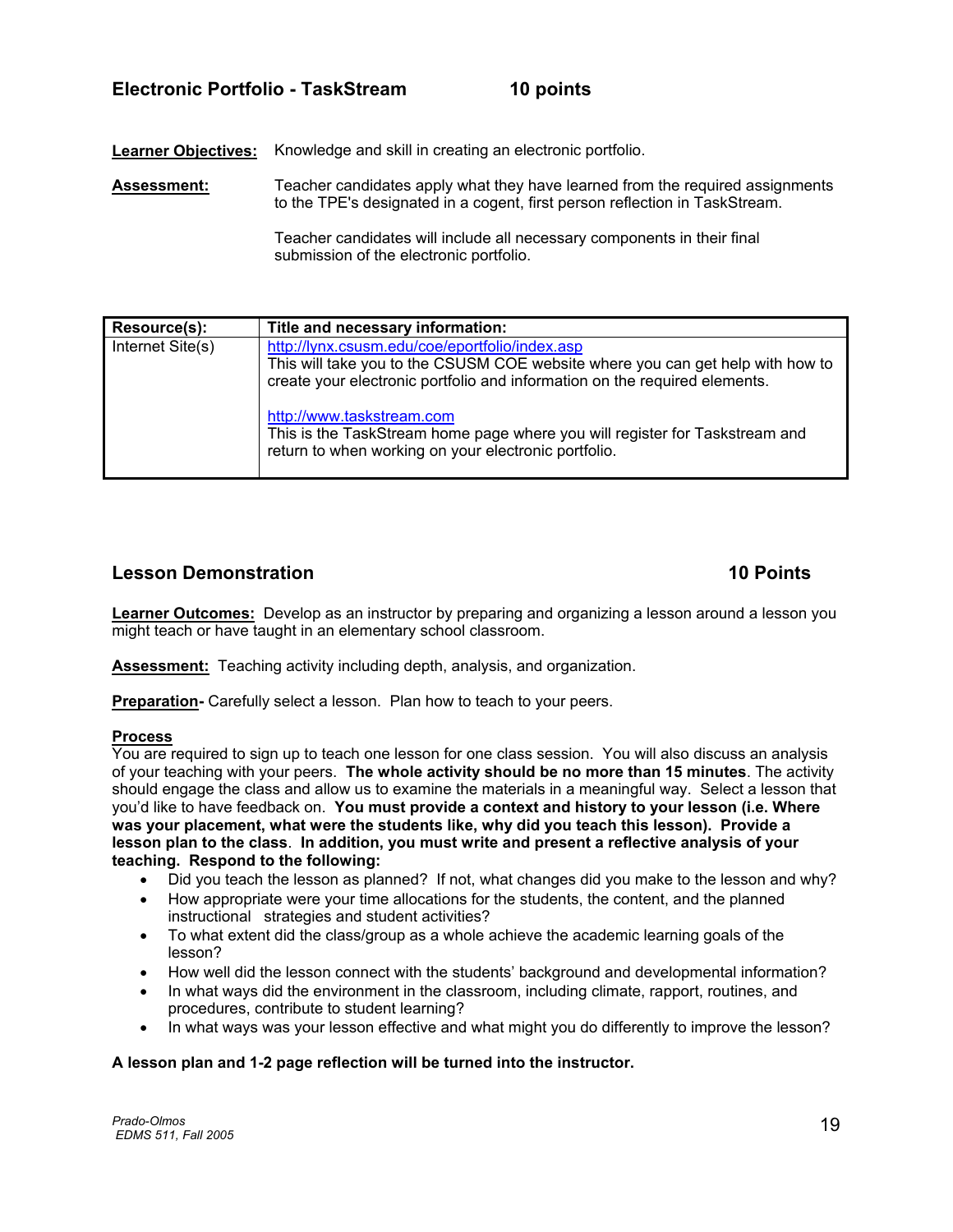### Electronic Portfolio - TaskStream 10 points

**Learner Objectives:** Knowledge and skill in creating an electronic portfolio.

**Assessment:** Teacher candidates apply what they have learned from the required assignments to the TPE's designated in a cogent, first person reflection in TaskStream.

Teacher candidates will include all necessary components in their final submission of the electronic portfolio.

| Resource(s): | Title and necessary information: |
|---|---|
| Internet Site(s) | http://lynx.csusm.edu/coe/eportfolio/index.asp<br>This will take you to the CSUSM COE website where you can get help with how to create your electronic portfolio and information on the required elements.<br><br>http://www.taskstream.com<br>This is the TaskStream home page where you will register for Taskstream and return to when working on your electronic portfolio. |

### Lesson Demonstration 10 Points

**Learner Outcomes:** Develop as an instructor by preparing and organizing a lesson around a lesson you might teach or have taught in an elementary school classroom.

**Assessment:** Teaching activity including depth, analysis, and organization.

**Preparation-** Carefully select a lesson. Plan how to teach to your peers.

**Process**

You are required to sign up to teach one lesson for one class session. You will also discuss an analysis of your teaching with your peers. **The whole activity should be no more than 15 minutes**. The activity should engage the class and allow us to examine the materials in a meaningful way. Select a lesson that you'd like to have feedback on. **You must provide a context and history to your lesson (i.e. Where was your placement, what were the students like, why did you teach this lesson). Provide a lesson plan to the class**. **In addition, you must write and present a reflective analysis of your teaching. Respond to the following:**

- Did you teach the lesson as planned? If not, what changes did you make to the lesson and why?
- How appropriate were your time allocations for the students, the content, and the planned instructional strategies and student activities?
- To what extent did the class/group as a whole achieve the academic learning goals of the lesson?
- How well did the lesson connect with the students' background and developmental information?
- In what ways did the environment in the classroom, including climate, rapport, routines, and procedures, contribute to student learning?
- In what ways was your lesson effective and what might you do differently to improve the lesson?

**A lesson plan and 1-2 page reflection will be turned into the instructor.**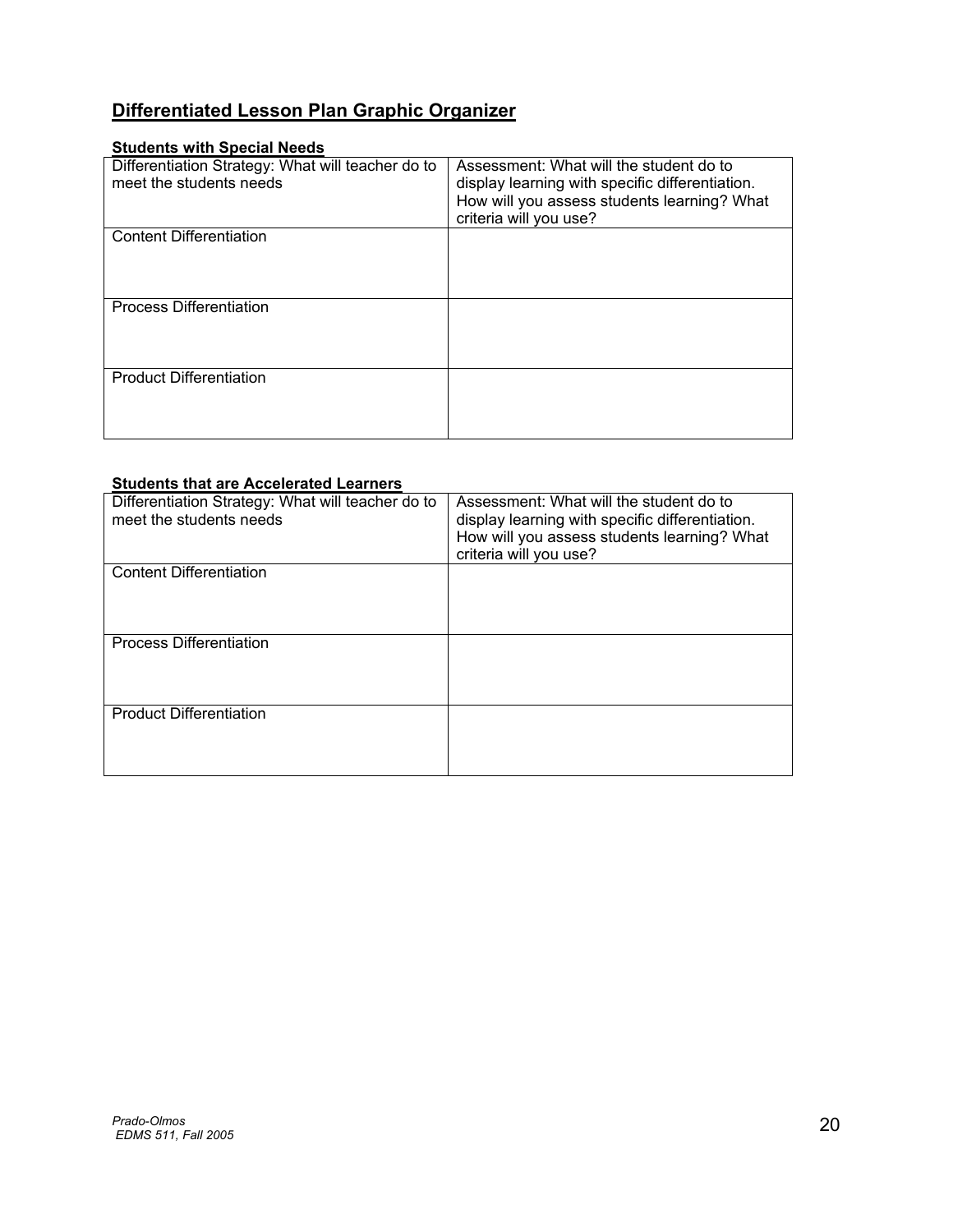## Differentiated Lesson Plan Graphic Organizer

### Students with Special Needs

| Differentiation Strategy: What will teacher do to meet the students needs | Assessment: What will the student do to display learning with specific differentiation. How will you assess students learning? What criteria will you use? |
|---|---|
| Content Differentiation | |
| Process Differentiation | |
| Product Differentiation | |

### Students that are Accelerated Learners

| Differentiation Strategy: What will teacher do to meet the students needs | Assessment: What will the student do to display learning with specific differentiation. How will you assess students learning? What criteria will you use? |
|---|---|
| Content Differentiation | |
| Process Differentiation | |
| Product Differentiation | |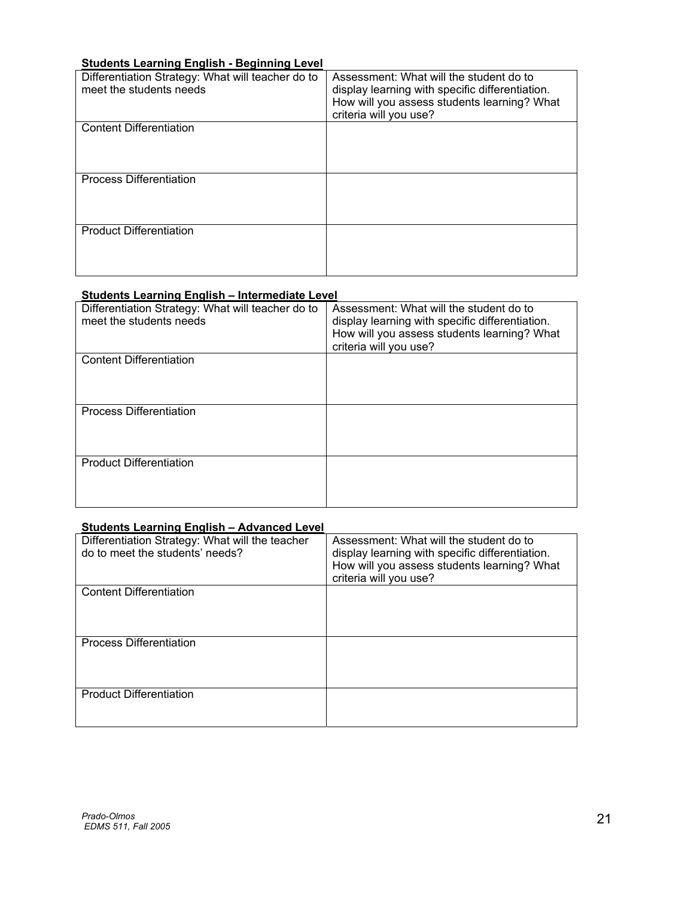**Students Learning English - Beginning Level**

| Differentiation Strategy: What will teacher do to meet the students needs | Assessment: What will the student do to display learning with specific differentiation. How will you assess students learning? What criteria will you use? |
| --- | --- |
| Content Differentiation | |
| Process Differentiation | |
| Product Differentiation | |

**Students Learning English – Intermediate Level**

| Differentiation Strategy: What will teacher do to meet the students needs | Assessment: What will the student do to display learning with specific differentiation. How will you assess students learning? What criteria will you use? |
| --- | --- |
| Content Differentiation | |
| Process Differentiation | |
| Product Differentiation | |

**Students Learning English – Advanced Level**

| Differentiation Strategy: What will the teacher do to meet the students' needs? | Assessment: What will the student do to display learning with specific differentiation. How will you assess students learning? What criteria will you use? |
| --- | --- |
| Content Differentiation | |
| Process Differentiation | |
| Product Differentiation | |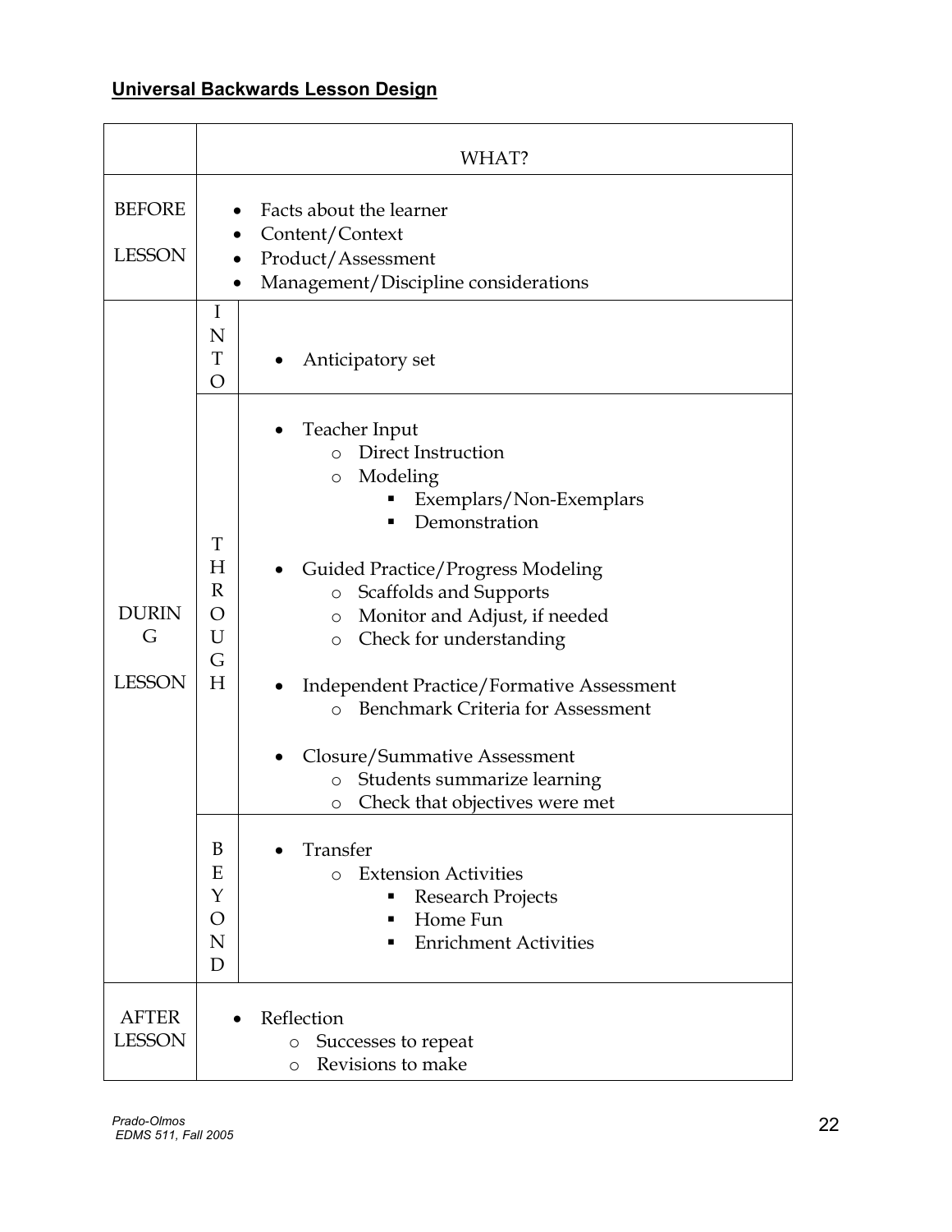## Universal Backwards Lesson Design

| | | WHAT? |
|---|---|---|
| BEFORE LESSON | | • Facts about the learner<br>• Content/Context<br>• Product/Assessment<br>• Management/Discipline considerations |
| DURING LESSON | INTO | • Anticipatory set |
| | THROUGH | • Teacher Input<br>&nbsp;&nbsp;&nbsp;&nbsp;o Direct Instruction<br>&nbsp;&nbsp;&nbsp;&nbsp;o Modeling<br>&nbsp;&nbsp;&nbsp;&nbsp;&nbsp;&nbsp;&nbsp;&nbsp;▪ Exemplars/Non-Exemplars<br>&nbsp;&nbsp;&nbsp;&nbsp;&nbsp;&nbsp;&nbsp;&nbsp;▪ Demonstration<br>• Guided Practice/Progress Modeling<br>&nbsp;&nbsp;&nbsp;&nbsp;o Scaffolds and Supports<br>&nbsp;&nbsp;&nbsp;&nbsp;o Monitor and Adjust, if needed<br>&nbsp;&nbsp;&nbsp;&nbsp;o Check for understanding<br>• Independent Practice/Formative Assessment<br>&nbsp;&nbsp;&nbsp;&nbsp;o Benchmark Criteria for Assessment<br>• Closure/Summative Assessment<br>&nbsp;&nbsp;&nbsp;&nbsp;o Students summarize learning<br>&nbsp;&nbsp;&nbsp;&nbsp;o Check that objectives were met |
| | BEYOND | • Transfer<br>&nbsp;&nbsp;&nbsp;&nbsp;o Extension Activities<br>&nbsp;&nbsp;&nbsp;&nbsp;&nbsp;&nbsp;&nbsp;&nbsp;▪ Research Projects<br>&nbsp;&nbsp;&nbsp;&nbsp;&nbsp;&nbsp;&nbsp;&nbsp;▪ Home Fun<br>&nbsp;&nbsp;&nbsp;&nbsp;&nbsp;&nbsp;&nbsp;&nbsp;▪ Enrichment Activities |
| AFTER LESSON | | • Reflection<br>&nbsp;&nbsp;&nbsp;&nbsp;o Successes to repeat<br>&nbsp;&nbsp;&nbsp;&nbsp;o Revisions to make |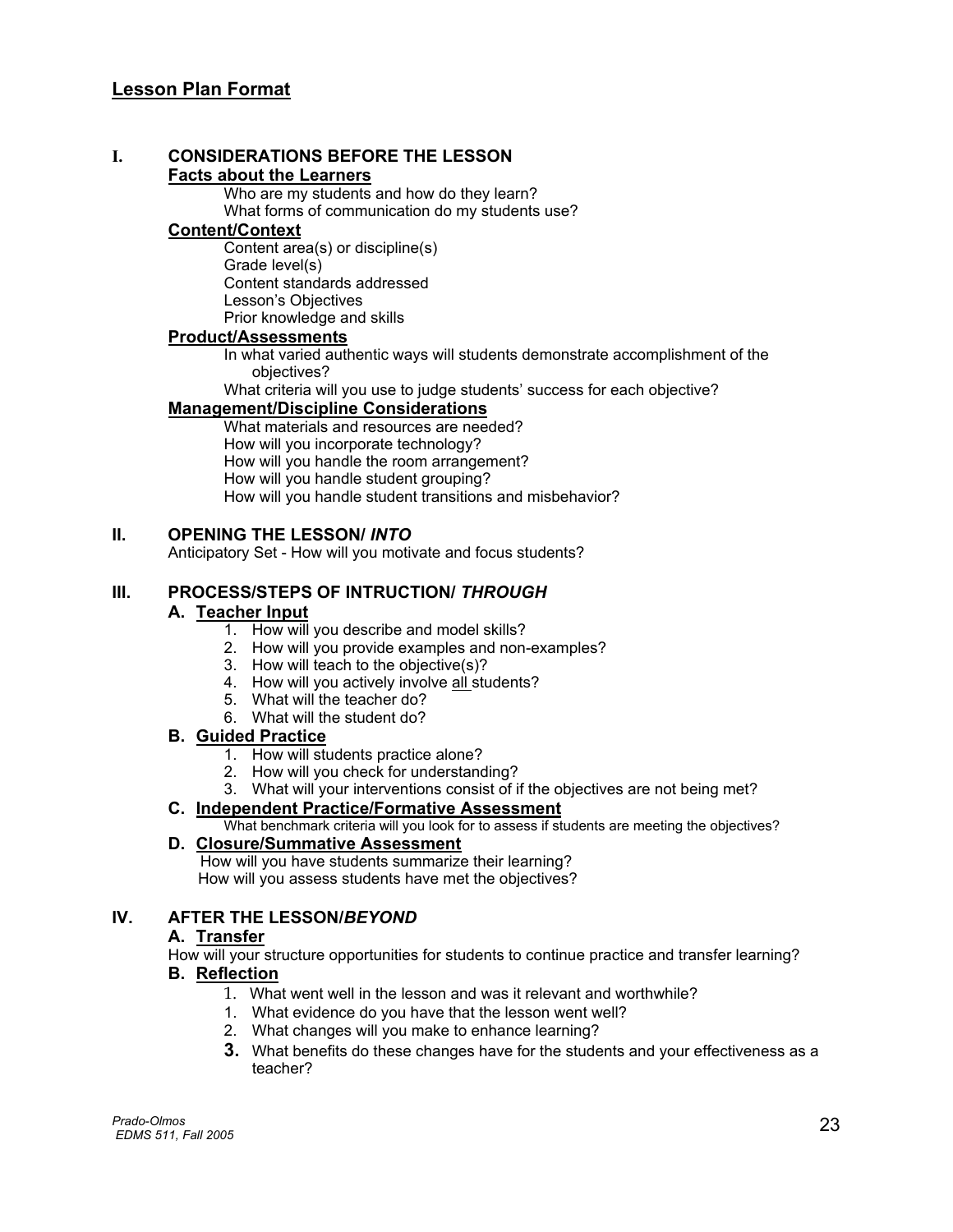# Lesson Plan Format

## I. CONSIDERATIONS BEFORE THE LESSON

### Facts about the Learners

Who are my students and how do they learn?
What forms of communication do my students use?

### Content/Context

Content area(s) or discipline(s)
Grade level(s)
Content standards addressed
Lesson's Objectives
Prior knowledge and skills

### Product/Assessments

In what varied authentic ways will students demonstrate accomplishment of the objectives?
What criteria will you use to judge students' success for each objective?

### Management/Discipline Considerations

What materials and resources are needed?
How will you incorporate technology?
How will you handle the room arrangement?
How will you handle student grouping?
How will you handle student transitions and misbehavior?

## II. OPENING THE LESSON/ *INTO*

Anticipatory Set - How will you motivate and focus students?

## III. PROCESS/STEPS OF INTRUCTION/ *THROUGH*

### A. Teacher Input

1. How will you describe and model skills?
2. How will you provide examples and non-examples?
3. How will teach to the objective(s)?
4. How will you actively involve all students?
5. What will the teacher do?
6. What will the student do?

### B. Guided Practice

1. How will students practice alone?
2. How will you check for understanding?
3. What will your interventions consist of if the objectives are not being met?

### C. Independent Practice/Formative Assessment

What benchmark criteria will you look for to assess if students are meeting the objectives?

### D. Closure/Summative Assessment

How will you have students summarize their learning?
How will you assess students have met the objectives?

## IV. AFTER THE LESSON/*BEYOND*

### A. Transfer

How will your structure opportunities for students to continue practice and transfer learning?

### B. Reflection

1. What went well in the lesson and was it relevant and worthwhile?
1. What evidence do you have that the lesson went well?
2. What changes will you make to enhance learning?
3. What benefits do these changes have for the students and your effectiveness as a teacher?